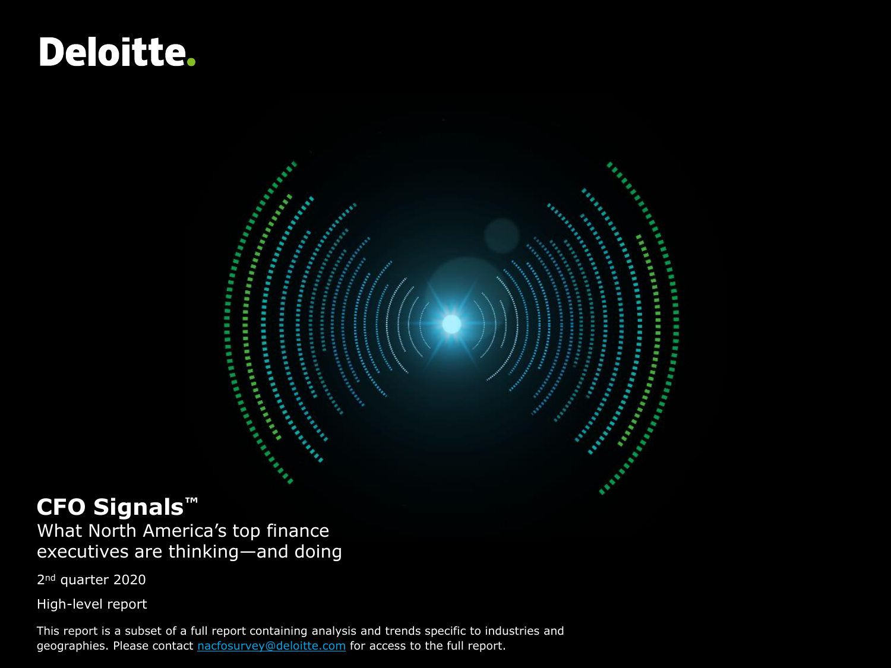Deloitte.

# CFO Signals™

What North America's top finance executives are thinking—and doing

2nd quarter 2020

High-level report

This report is a subset of a full report containing analysis and trends specific to industries and geographies. Please contact nacfosurvey@deloitte.com for access to the full report.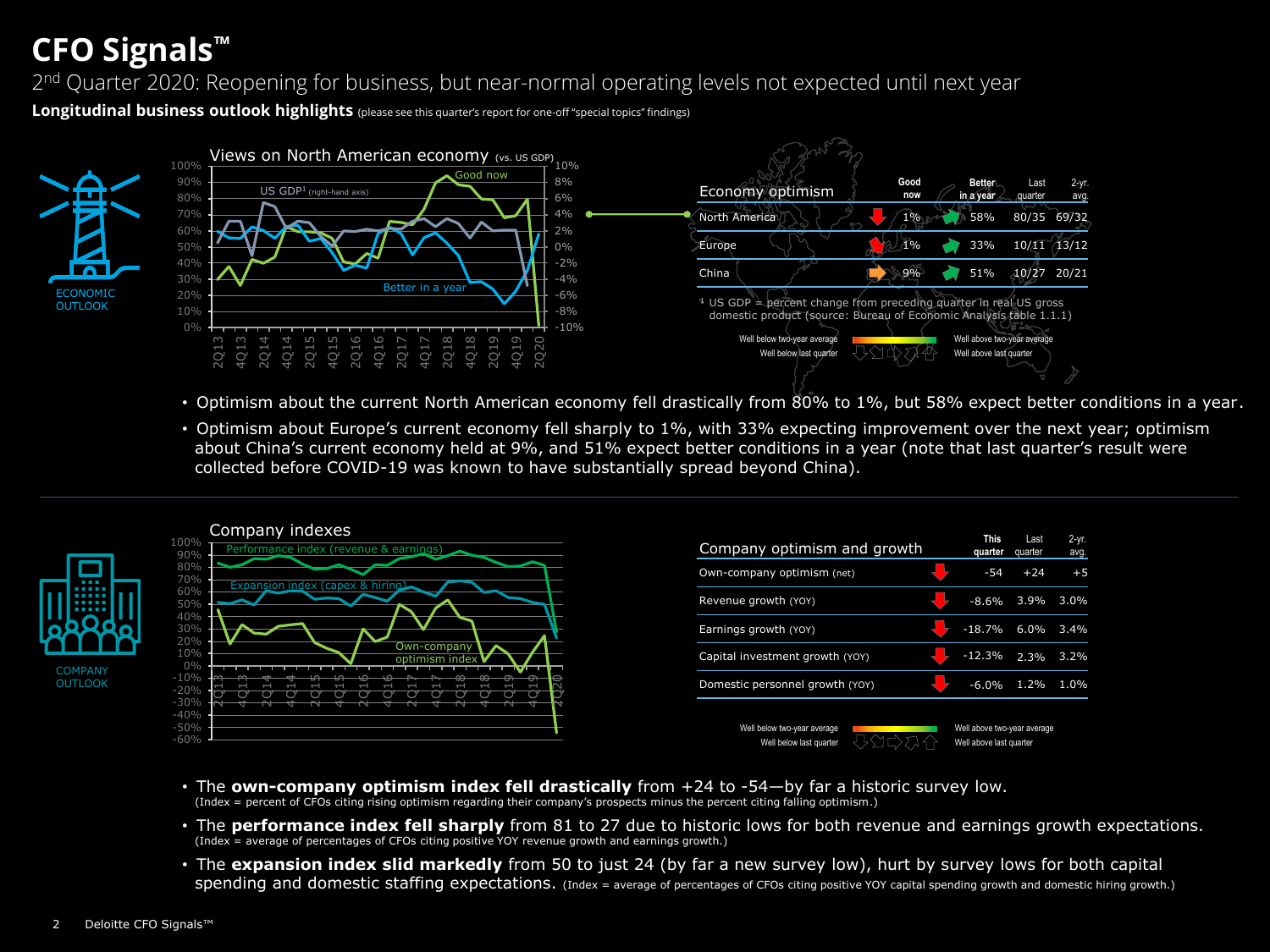# CFO Signals™

2nd Quarter 2020: Reopening for business, but near-normal operating levels not expected until next year

**Longitudinal business outlook highlights** (please see this quarter's report for one-off "special topics" findings)

ECONOMIC OUTLOOK

Views on North American economy (vs. US GDP)

| Economy optimism | Good now | Better in a year | Last quarter | 2-yr. avg. |
|---|---|---|---|---|
| North America | 1% | 58% | 80/35 | 69/32 |
| Europe | 1% | 33% | 10/11 | 13/12 |
| China | 9% | 51% | 10/27 | 20/21 |

[1] US GDP = percent change from preceding quarter in real US gross domestic product (source: Bureau of Economic Analysis table 1.1.1)

Well below two-year average / Well above two-year average
Well below last quarter / Well above last quarter

- Optimism about the current North American economy fell drastically from 80% to 1%, but 58% expect better conditions in a year.
- Optimism about Europe's current economy fell sharply to 1%, with 33% expecting improvement over the next year; optimism about China's current economy held at 9%, and 51% expect better conditions in a year (note that last quarter's result were collected before COVID-19 was known to have substantially spread beyond China).

COMPANY OUTLOOK

Company indexes

| Company optimism and growth | This quarter | Last quarter | 2-yr. avg. |
|---|---|---|---|
| Own-company optimism (net) | -54 | +24 | +5 |
| Revenue growth (YOY) | -8.6% | 3.9% | 3.0% |
| Earnings growth (YOY) | -18.7% | 6.0% | 3.4% |
| Capital investment growth (YOY) | -12.3% | 2.3% | 3.2% |
| Domestic personnel growth (YOY) | -6.0% | 1.2% | 1.0% |

Well below two-year average / Well above two-year average
Well below last quarter / Well above last quarter

- The **own-company optimism index fell drastically** from +24 to -54—by far a historic survey low.
  (Index = percent of CFOs citing rising optimism regarding their company's prospects minus the percent citing falling optimism.)
- The **performance index fell sharply** from 81 to 27 due to historic lows for both revenue and earnings growth expectations.
  (Index = average of percentages of CFOs citing positive YOY revenue growth and earnings growth.)
- The **expansion index slid markedly** from 50 to just 24 (by far a new survey low), hurt by survey lows for both capital spending and domestic staffing expectations. (Index = average of percentages of CFOs citing positive YOY capital spending growth and domestic hiring growth.)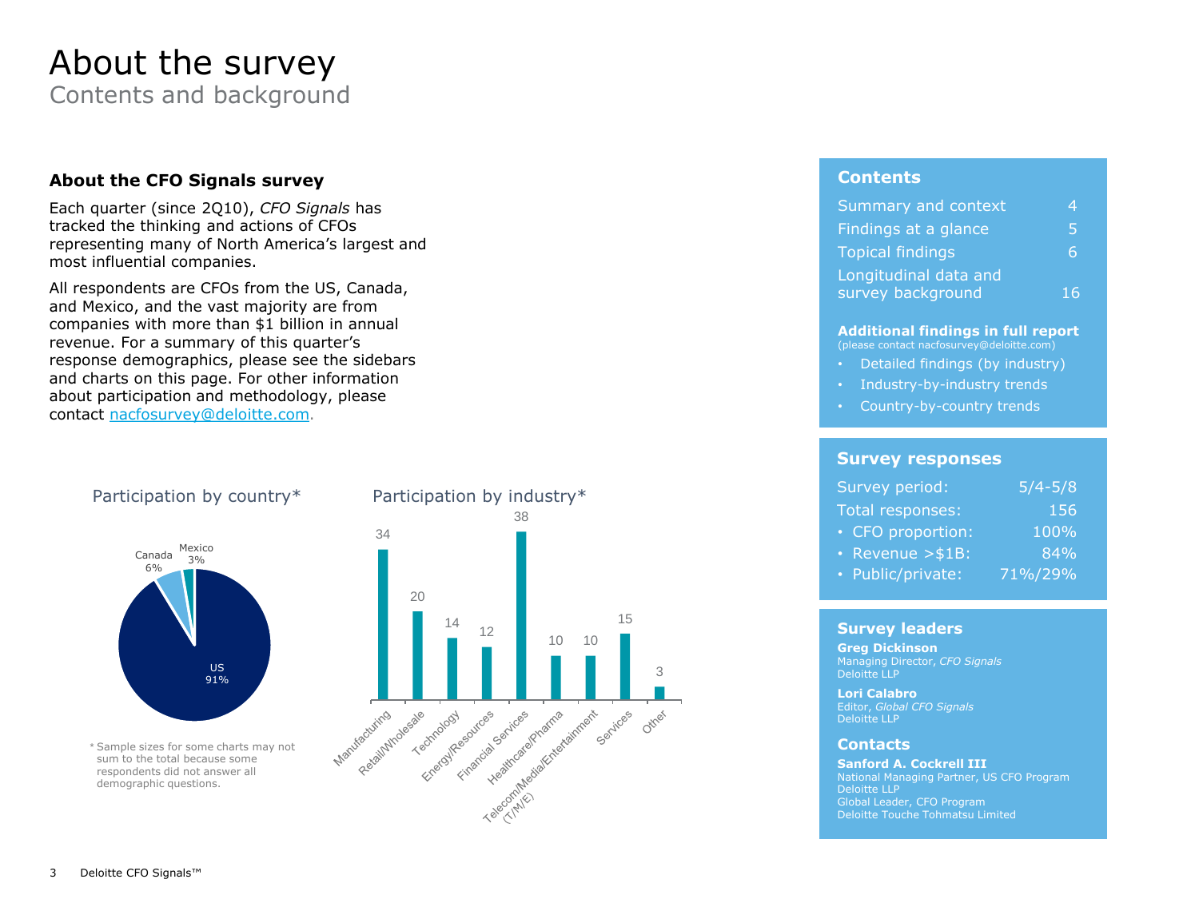# About the survey

Contents and background

## About the CFO Signals survey

Each quarter (since 2Q10), *CFO Signals* has tracked the thinking and actions of CFOs representing many of North America's largest and most influential companies.

All respondents are CFOs from the US, Canada, and Mexico, and the vast majority are from companies with more than $1 billion in annual revenue. For a summary of this quarter's response demographics, please see the sidebars and charts on this page. For other information about participation and methodology, please contact nacfosurvey@deloitte.com.

### Participation by country*

| Country | Share |
|---|---|
| US | 91% |
| Canada | 6% |
| Mexico | 3% |

### Participation by industry*

| Industry | Responses |
|---|---|
| Manufacturing | 34 |
| Retail/Wholesale | 20 |
| Technology | 14 |
| Energy/Resources | 12 |
| Financial Services | 38 |
| Healthcare/Pharma | 10 |
| Telecom/Media/Entertainment (T/M/E) | 10 |
| Services | 15 |
| Other | 3 |

\* Sample sizes for some charts may not sum to the total because some respondents did not answer all demographic questions.

## Contents

| Section | Page |
|---|---|
| Summary and context | 4 |
| Findings at a glance | 5 |
| Topical findings | 6 |
| Longitudinal data and survey background | 16 |

**Additional findings in full report**
(please contact nacfosurvey@deloitte.com)

- Detailed findings (by industry)
- Industry-by-industry trends
- Country-by-country trends

## Survey responses

| | |
|---|---|
| Survey period: | 5/4-5/8 |
| Total responses: | 156 |
| • CFO proportion: | 100% |
| • Revenue >$1B: | 84% |
| • Public/private: | 71%/29% |

## Survey leaders

**Greg Dickinson**
Managing Director, *CFO Signals*
Deloitte LLP

**Lori Calabro**
Editor, *Global CFO Signals*
Deloitte LLP

## Contacts

**Sanford A. Cockrell III**
National Managing Partner, US CFO Program
Deloitte LLP
Global Leader, CFO Program
Deloitte Touche Tohmatsu Limited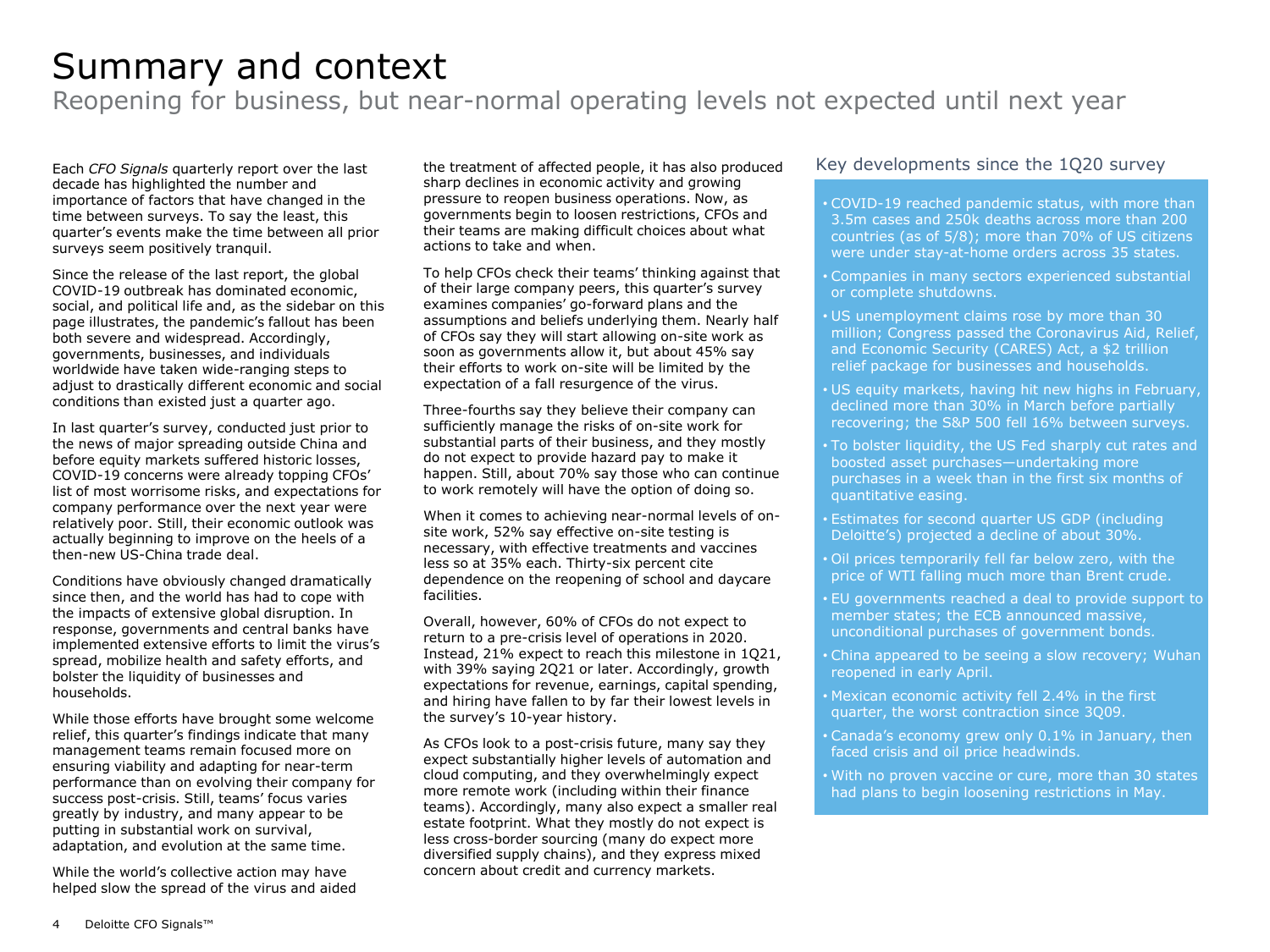# Summary and context

## Reopening for business, but near-normal operating levels not expected until next year

Each *CFO Signals* quarterly report over the last decade has highlighted the number and importance of factors that have changed in the time between surveys. To say the least, this quarter's events make the time between all prior surveys seem positively tranquil.

Since the release of the last report, the global COVID-19 outbreak has dominated economic, social, and political life and, as the sidebar on this page illustrates, the pandemic's fallout has been both severe and widespread. Accordingly, governments, businesses, and individuals worldwide have taken wide-ranging steps to adjust to drastically different economic and social conditions than existed just a quarter ago.

In last quarter's survey, conducted just prior to the news of major spreading outside China and before equity markets suffered historic losses, COVID-19 concerns were already topping CFOs' list of most worrisome risks, and expectations for company performance over the next year were relatively poor. Still, their economic outlook was actually beginning to improve on the heels of a then-new US-China trade deal.

Conditions have obviously changed dramatically since then, and the world has had to cope with the impacts of extensive global disruption. In response, governments and central banks have implemented extensive efforts to limit the virus's spread, mobilize health and safety efforts, and bolster the liquidity of businesses and households.

While those efforts have brought some welcome relief, this quarter's findings indicate that many management teams remain focused more on ensuring viability and adapting for near-term performance than on evolving their company for success post-crisis. Still, teams' focus varies greatly by industry, and many appear to be putting in substantial work on survival, adaptation, and evolution at the same time.

While the world's collective action may have helped slow the spread of the virus and aided the treatment of affected people, it has also produced sharp declines in economic activity and growing pressure to reopen business operations. Now, as governments begin to loosen restrictions, CFOs and their teams are making difficult choices about what actions to take and when.

To help CFOs check their teams' thinking against that of their large company peers, this quarter's survey examines companies' go-forward plans and the assumptions and beliefs underlying them. Nearly half of CFOs say they will start allowing on-site work as soon as governments allow it, but about 45% say their efforts to work on-site will be limited by the expectation of a fall resurgence of the virus.

Three-fourths say they believe their company can sufficiently manage the risks of on-site work for substantial parts of their business, and they mostly do not expect to provide hazard pay to make it happen. Still, about 70% say those who can continue to work remotely will have the option of doing so.

When it comes to achieving near-normal levels of on-site work, 52% say effective on-site testing is necessary, with effective treatments and vaccines less so at 35% each. Thirty-six percent cite dependence on the reopening of school and daycare facilities.

Overall, however, 60% of CFOs do not expect to return to a pre-crisis level of operations in 2020. Instead, 21% expect to reach this milestone in 1Q21, with 39% saying 2Q21 or later. Accordingly, growth expectations for revenue, earnings, capital spending, and hiring have fallen to by far their lowest levels in the survey's 10-year history.

As CFOs look to a post-crisis future, many say they expect substantially higher levels of automation and cloud computing, and they overwhelmingly expect more remote work (including within their finance teams). Accordingly, many also expect a smaller real estate footprint. What they mostly do not expect is less cross-border sourcing (many do expect more diversified supply chains), and they express mixed concern about credit and currency markets.

### Key developments since the 1Q20 survey

- COVID-19 reached pandemic status, with more than 3.5m cases and 250k deaths across more than 200 countries (as of 5/8); more than 70% of US citizens were under stay-at-home orders across 35 states.
- Companies in many sectors experienced substantial or complete shutdowns.
- US unemployment claims rose by more than 30 million; Congress passed the Coronavirus Aid, Relief, and Economic Security (CARES) Act, a $2 trillion relief package for businesses and households.
- US equity markets, having hit new highs in February, declined more than 30% in March before partially recovering; the S&P 500 fell 16% between surveys.
- To bolster liquidity, the US Fed sharply cut rates and boosted asset purchases—undertaking more purchases in a week than in the first six months of quantitative easing.
- Estimates for second quarter US GDP (including Deloitte's) projected a decline of about 30%.
- Oil prices temporarily fell far below zero, with the price of WTI falling much more than Brent crude.
- EU governments reached a deal to provide support to member states; the ECB announced massive, unconditional purchases of government bonds.
- China appeared to be seeing a slow recovery; Wuhan reopened in early April.
- Mexican economic activity fell 2.4% in the first quarter, the worst contraction since 3Q09.
- Canada's economy grew only 0.1% in January, then faced crisis and oil price headwinds.
- With no proven vaccine or cure, more than 30 states had plans to begin loosening restrictions in May.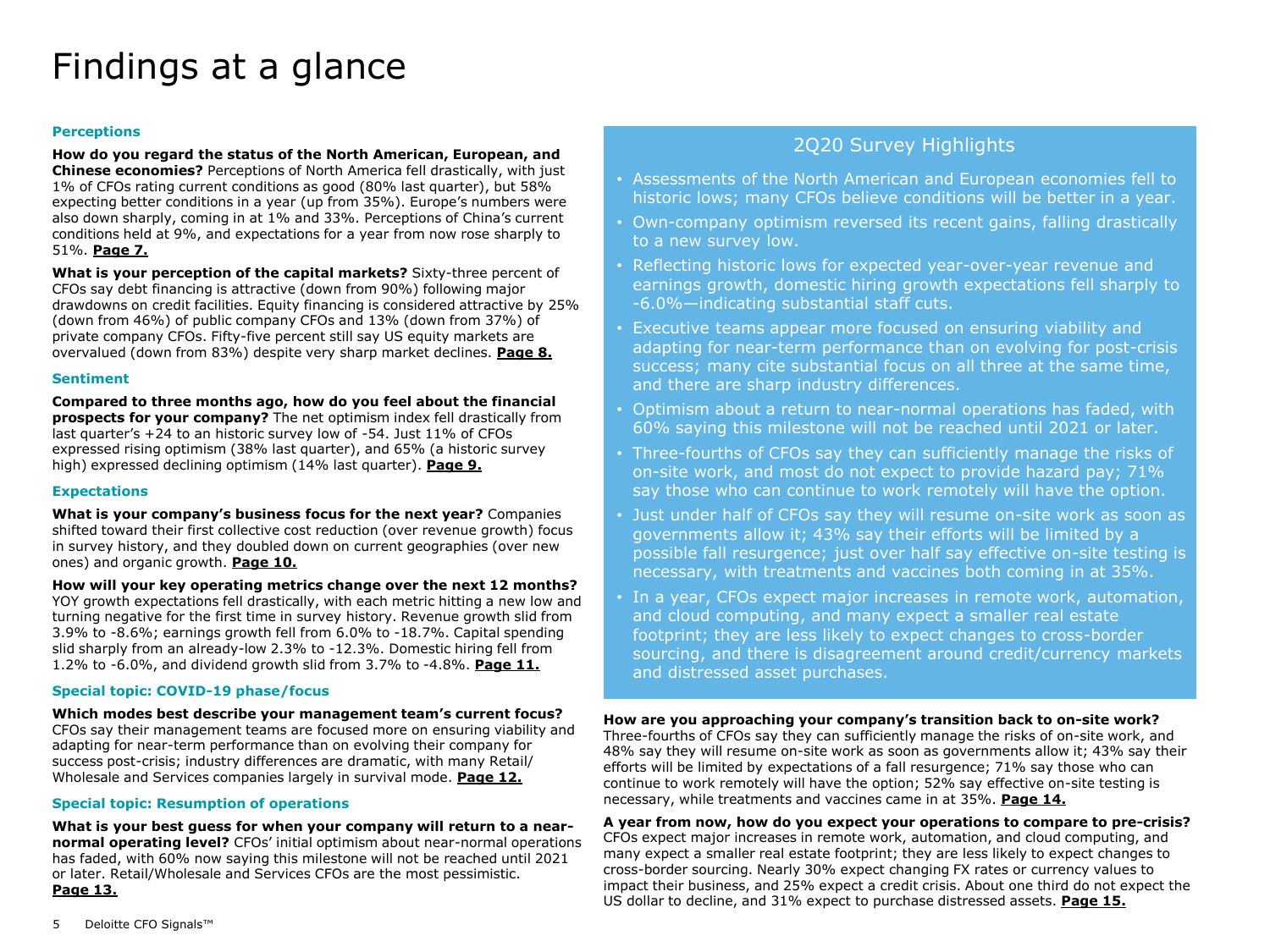# Findings at a glance

### Perceptions

**How do you regard the status of the North American, European, and Chinese economies?** Perceptions of North America fell drastically, with just 1% of CFOs rating current conditions as good (80% last quarter), but 58% expecting better conditions in a year (up from 35%). Europe's numbers were also down sharply, coming in at 1% and 33%. Perceptions of China's current conditions held at 9%, and expectations for a year from now rose sharply to 51%. **Page 7.**

**What is your perception of the capital markets?** Sixty-three percent of CFOs say debt financing is attractive (down from 90%) following major drawdowns on credit facilities. Equity financing is considered attractive by 25% (down from 46%) of public company CFOs and 13% (down from 37%) of private company CFOs. Fifty-five percent still say US equity markets are overvalued (down from 83%) despite very sharp market declines. **Page 8.**

### Sentiment

**Compared to three months ago, how do you feel about the financial prospects for your company?** The net optimism index fell drastically from last quarter's +24 to an historic survey low of -54. Just 11% of CFOs expressed rising optimism (38% last quarter), and 65% (a historic survey high) expressed declining optimism (14% last quarter). **Page 9.**

### Expectations

**What is your company's business focus for the next year?** Companies shifted toward their first collective cost reduction (over revenue growth) focus in survey history, and they doubled down on current geographies (over new ones) and organic growth. **Page 10.**

**How will your key operating metrics change over the next 12 months?** YOY growth expectations fell drastically, with each metric hitting a new low and turning negative for the first time in survey history. Revenue growth slid from 3.9% to -8.6%; earnings growth fell from 6.0% to -18.7%. Capital spending slid sharply from an already-low 2.3% to -12.3%. Domestic hiring fell from 1.2% to -6.0%, and dividend growth slid from 3.7% to -4.8%. **Page 11.**

### Special topic: COVID-19 phase/focus

**Which modes best describe your management team's current focus?** CFOs say their management teams are focused more on ensuring viability and adapting for near-term performance than on evolving their company for success post-crisis; industry differences are dramatic, with many Retail/Wholesale and Services companies largely in survival mode. **Page 12.**

### Special topic: Resumption of operations

**What is your best guess for when your company will return to a near-normal operating level?** CFOs' initial optimism about near-normal operations has faded, with 60% now saying this milestone will not be reached until 2021 or later. Retail/Wholesale and Services CFOs are the most pessimistic. **Page 13.**

## 2Q20 Survey Highlights

- Assessments of the North American and European economies fell to historic lows; many CFOs believe conditions will be better in a year.
- Own-company optimism reversed its recent gains, falling drastically to a new survey low.
- Reflecting historic lows for expected year-over-year revenue and earnings growth, domestic hiring growth expectations fell sharply to -6.0%—indicating substantial staff cuts.
- Executive teams appear more focused on ensuring viability and adapting for near-term performance than on evolving for post-crisis success; many cite substantial focus on all three at the same time, and there are sharp industry differences.
- Optimism about a return to near-normal operations has faded, with 60% saying this milestone will not be reached until 2021 or later.
- Three-fourths of CFOs say they can sufficiently manage the risks of on-site work, and most do not expect to provide hazard pay; 71% say those who can continue to work remotely will have the option.
- Just under half of CFOs say they will resume on-site work as soon as governments allow it; 43% say their efforts will be limited by a possible fall resurgence; just over half say effective on-site testing is necessary, with treatments and vaccines both coming in at 35%.
- In a year, CFOs expect major increases in remote work, automation, and cloud computing, and many expect a smaller real estate footprint; they are less likely to expect changes to cross-border sourcing, and there is disagreement around credit/currency markets and distressed asset purchases.

**How are you approaching your company's transition back to on-site work?** Three-fourths of CFOs say they can sufficiently manage the risks of on-site work, and 48% say they will resume on-site work as soon as governments allow it; 43% say their efforts will be limited by expectations of a fall resurgence; 71% say those who can continue to work remotely will have the option; 52% say effective on-site testing is necessary, while treatments and vaccines came in at 35%. **Page 14.**

**A year from now, how do you expect your operations to compare to pre-crisis?** CFOs expect major increases in remote work, automation, and cloud computing, and many expect a smaller real estate footprint; they are less likely to expect changes to cross-border sourcing. Nearly 30% expect changing FX rates or currency values to impact their business, and 25% expect a credit crisis. About one third do not expect the US dollar to decline, and 31% expect to purchase distressed assets. **Page 15.**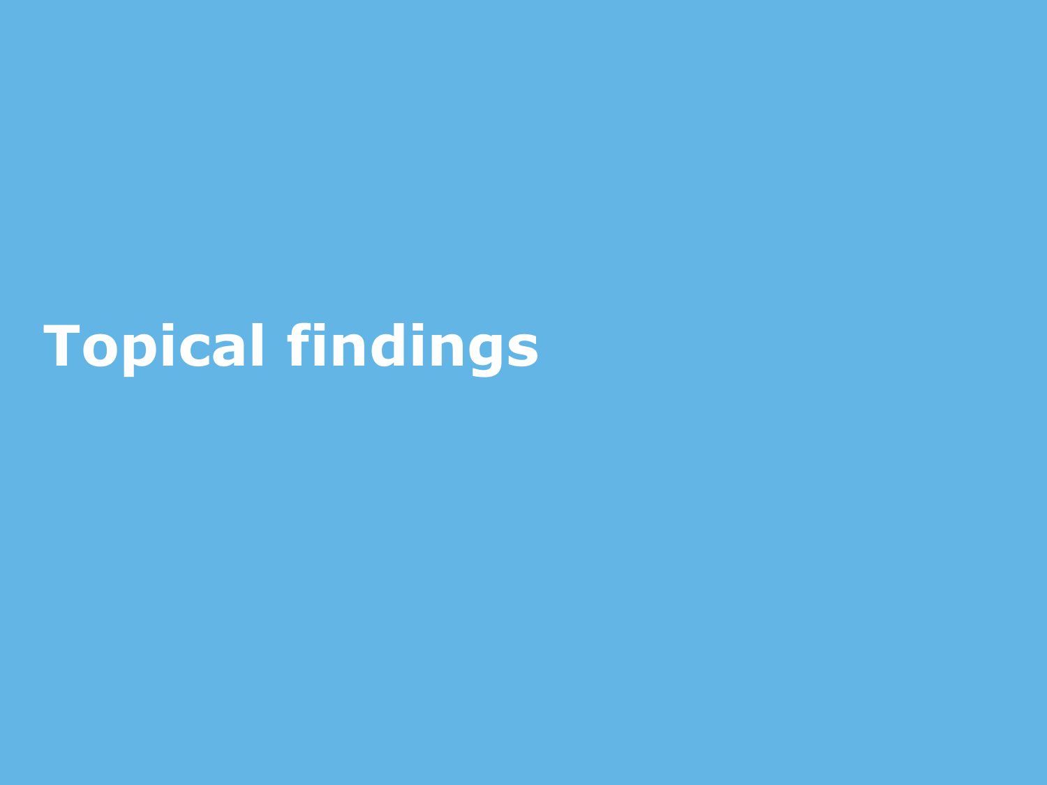# Topical findings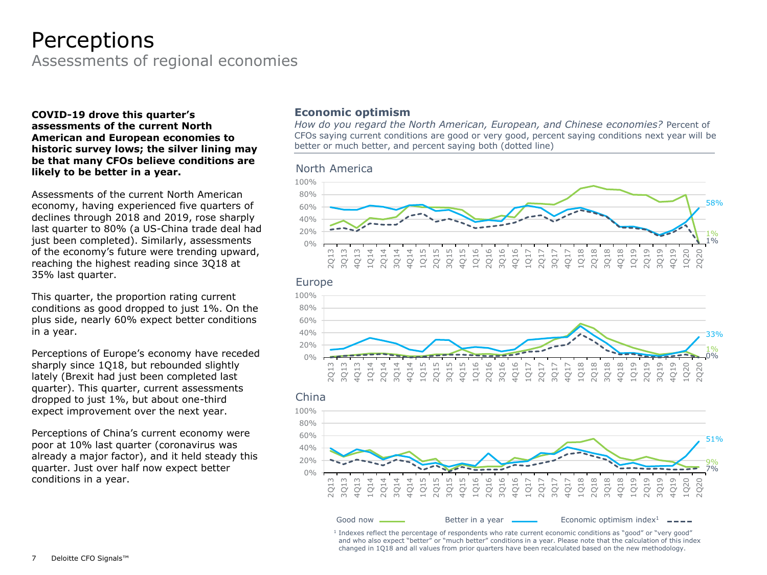# Perceptions

## Assessments of regional economies

**COVID-19 drove this quarter's assessments of the current North American and European economies to historic survey lows; the silver lining may be that many CFOs believe conditions are likely to be better in a year.**

Assessments of the current North American economy, having experienced five quarters of declines through 2018 and 2019, rose sharply last quarter to 80% (a US-China trade deal had just been completed). Similarly, assessments of the economy's future were trending upward, reaching the highest reading since 3Q18 at 35% last quarter.

This quarter, the proportion rating current conditions as good dropped to just 1%. On the plus side, nearly 60% expect better conditions in a year.

Perceptions of Europe's economy have receded sharply since 1Q18, but rebounded slightly lately (Brexit had just been completed last quarter). This quarter, current assessments dropped to just 1%, but about one-third expect improvement over the next year.

Perceptions of China's current economy were poor at 10% last quarter (coronavirus was already a major factor), and it held steady this quarter. Just over half now expect better conditions in a year.

### Economic optimism

*How do you regard the North American, European, and Chinese economies?* Percent of CFOs saying current conditions are good or very good, percent saying conditions next year will be better or much better, and percent saying both (dotted line)

North America

100%
80%
60%
40%
20%
0%

58%
1%
1%

2Q13 3Q13 4Q13 1Q14 2Q14 3Q14 4Q14 1Q15 2Q15 3Q15 4Q15 1Q16 2Q16 3Q16 4Q16 1Q17 2Q17 3Q17 4Q17 1Q18 2Q18 3Q18 4Q18 1Q19 2Q19 3Q19 4Q19 1Q20 2Q20

Europe

100%
80%
60%
40%
20%
0%

33%
1%
0%

2Q13 3Q13 4Q13 1Q14 2Q14 3Q14 4Q14 1Q15 2Q15 3Q15 4Q15 1Q16 2Q16 3Q16 4Q16 1Q17 2Q17 3Q17 4Q17 1Q18 2Q18 3Q18 4Q18 1Q19 2Q19 3Q19 4Q19 1Q20 2Q20

China

100%
80%
60%
40%
20%
0%

51%
9%
7%

2Q13 3Q13 4Q13 1Q14 2Q14 3Q14 4Q14 1Q15 2Q15 3Q15 4Q15 1Q16 2Q16 3Q16 4Q16 1Q17 2Q17 3Q17 4Q17 1Q18 2Q18 3Q18 4Q18 1Q19 2Q19 3Q19 4Q19 1Q20 2Q20

Good now — Better in a year — Economic optimism index[1] ----

[1] Indexes reflect the percentage of respondents who rate current economic conditions as "good" or "very good" and who also expect "better" or "much better" conditions in a year. Please note that the calculation of this index changed in 1Q18 and all values from prior quarters have been recalculated based on the new methodology.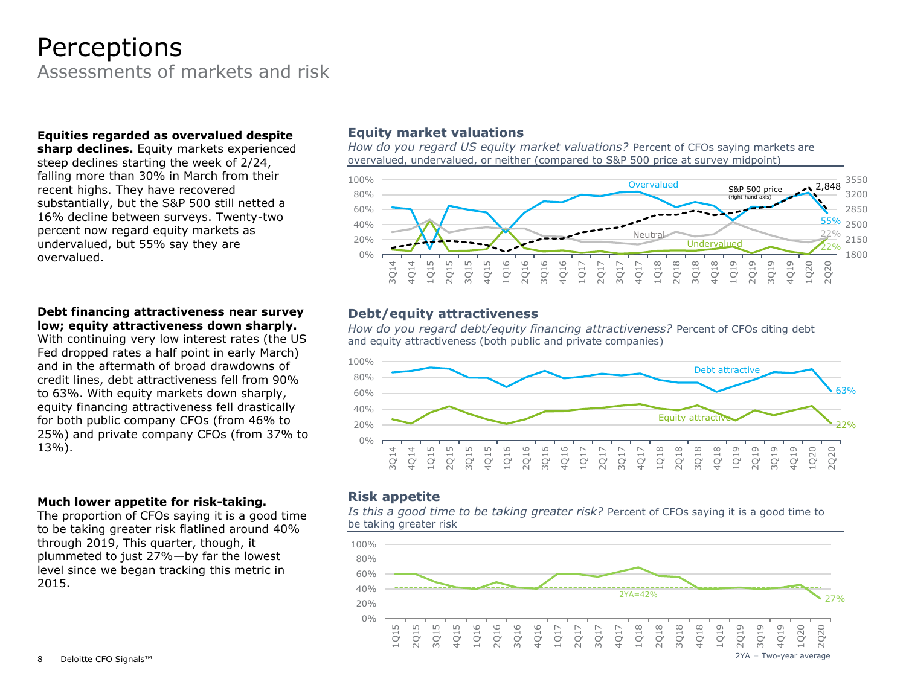# Perceptions

## Assessments of markets and risk

**Equities regarded as overvalued despite sharp declines.** Equity markets experienced steep declines starting the week of 2/24, falling more than 30% in March from their recent highs. They have recovered substantially, but the S&P 500 still netted a 16% decline between surveys. Twenty-two percent now regard equity markets as undervalued, but 55% say they are overvalued.

**Debt financing attractiveness near survey low; equity attractiveness down sharply.** With continuing very low interest rates (the US Fed dropped rates a half point in early March) and in the aftermath of broad drawdowns of credit lines, debt attractiveness fell from 90% to 63%. With equity markets down sharply, equity financing attractiveness fell drastically for both public company CFOs (from 46% to 25%) and private company CFOs (from 37% to 13%).

**Much lower appetite for risk-taking.** The proportion of CFOs saying it is a good time to be taking greater risk flatlined around 40% through 2019, This quarter, though, it plummeted to just 27%—by far the lowest level since we began tracking this metric in 2015.

### Equity market valuations

*How do you regard US equity market valuations?* Percent of CFOs saying markets are overvalued, undervalued, or neither (compared to S&P 500 price at survey midpoint)

Overvalued: 55% (2Q20); Neutral: 22%; Undervalued: 22%; S&P 500 price (right-hand axis): 2,848

### Debt/equity attractiveness

*How do you regard debt/equity financing attractiveness?* Percent of CFOs citing debt and equity attractiveness (both public and private companies)

Debt attractive: 63% (2Q20); Equity attractive: 22% (2Q20)

### Risk appetite

*Is this a good time to be taking greater risk?* Percent of CFOs saying it is a good time to be taking greater risk

2YA=42%; 27% (2Q20)

2YA = Two-year average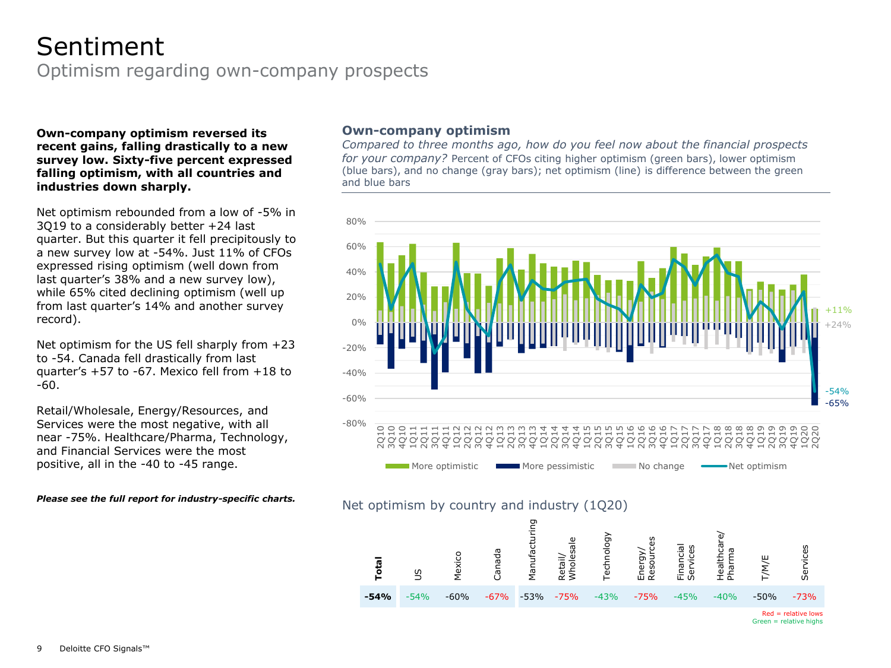# Sentiment

Optimism regarding own-company prospects

**Own-company optimism reversed its recent gains, falling drastically to a new survey low. Sixty-five percent expressed falling optimism, with all countries and industries down sharply.**

Net optimism rebounded from a low of -5% in 3Q19 to a considerably better +24 last quarter. But this quarter it fell precipitously to a new survey low at -54%. Just 11% of CFOs expressed rising optimism (well down from last quarter's 38% and a new survey low), while 65% cited declining optimism (well up from last quarter's 14% and another survey record).

Net optimism for the US fell sharply from +23 to -54. Canada fell drastically from last quarter's +57 to -67. Mexico fell from +18 to -60.

Retail/Wholesale, Energy/Resources, and Services were the most negative, with all near -75%. Healthcare/Pharma, Technology, and Financial Services were the most positive, all in the -40 to -45 range.

***Please see the full report for industry-specific charts.***

## Own-company optimism

*Compared to three months ago, how do you feel now about the financial prospects for your company?* Percent of CFOs citing higher optimism (green bars), lower optimism (blue bars), and no change (gray bars); net optimism (line) is difference between the green and blue bars

Chart values for 2Q20: More optimistic +11%; No change +24%; Net optimism -54%; More pessimistic -65%

Legend: More optimistic, More pessimistic, No change, Net optimism

Net optimism by country and industry (1Q20)

| **Total** | US | Mexico | Canada | Manufacturing | Retail/ Wholesale | Technology | Energy/ Resources | Financial Services | Healthcare/ Pharma | T/M/E | Services |
|---|---|---|---|---|---|---|---|---|---|---|---|
| **-54%** | -54% | -60% | -67% | -53% | -75% | -43% | -75% | -45% | -40% | -50% | -73% |

Red = relative lows
Green = relative highs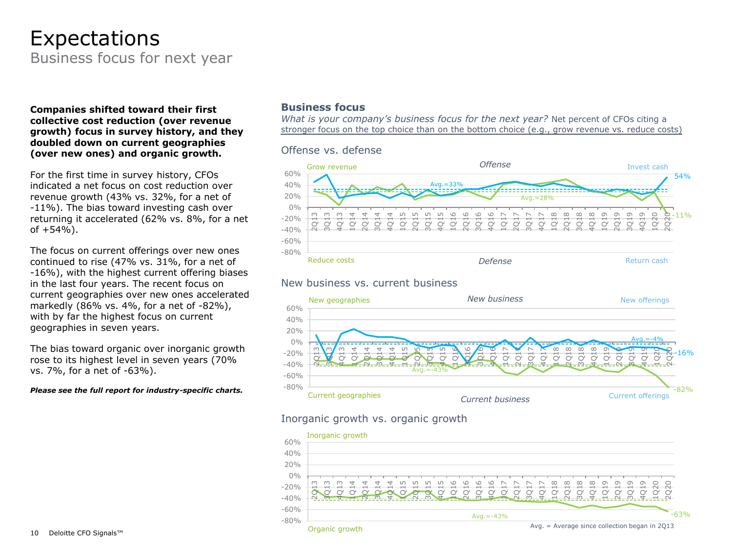# Expectations

Business focus for next year

**Companies shifted toward their first collective cost reduction (over revenue growth) focus in survey history, and they doubled down on current geographies (over new ones) and organic growth.**

For the first time in survey history, CFOs indicated a net focus on cost reduction over revenue growth (43% vs. 32%, for a net of -11%). The bias toward investing cash over returning it accelerated (62% vs. 8%, for a net of +54%).

The focus on current offerings over new ones continued to rise (47% vs. 31%, for a net of -16%), with the highest current offering biases in the last four years. The recent focus on current geographies over new ones accelerated markedly (86% vs. 4%, for a net of -82%), with by far the highest focus on current geographies in seven years.

The bias toward organic over inorganic growth rose to its highest level in seven years (70% vs. 7%, for a net of -63%).

***Please see the full report for industry-specific charts.***

## Business focus

*What is your company's business focus for the next year?* Net percent of CFOs citing a stronger focus on the top choice than on the bottom choice (e.g., grow revenue vs. reduce costs)

### Offense vs. defense

Offense: Grow revenue / Invest cash
Defense: Reduce costs / Return cash

Avg.=33% (Invest cash); Avg.=28% (Grow revenue)

2Q20: Invest cash 54%; Grow revenue -11%

### New business vs. current business

New business: New geographies / New offerings
Current business: Current geographies / Current offerings

Avg.=-4% (New offerings); Avg.=-43% (New geographies)

2Q20: New offerings -16%; New geographies -82%

### Inorganic growth vs. organic growth

Inorganic growth / Organic growth

Avg.=-43%

2Q20: -63%

Avg. = Average since collection began in 2Q13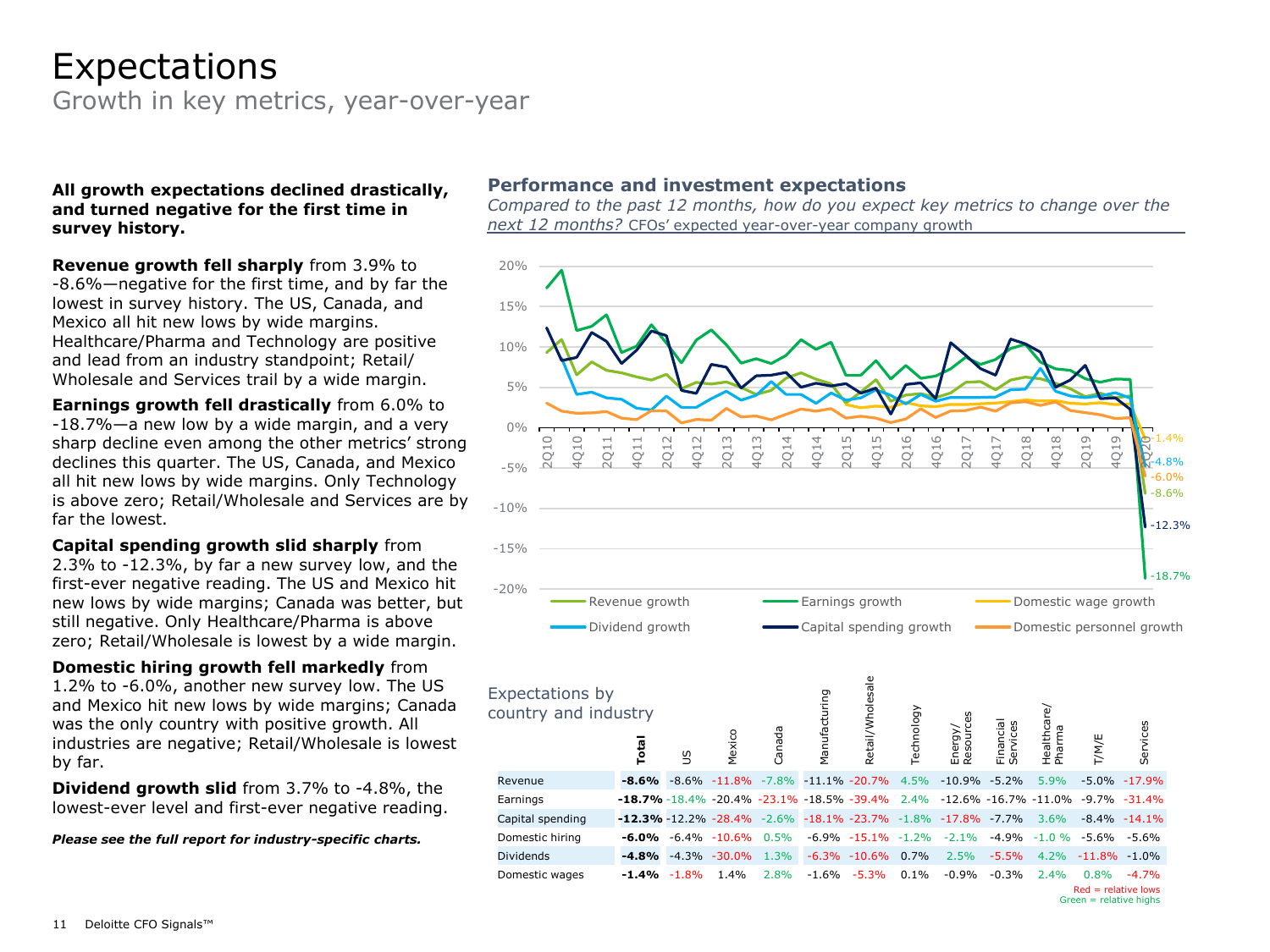# Expectations

Growth in key metrics, year-over-year

**All growth expectations declined drastically, and turned negative for the first time in survey history.**

**Revenue growth fell sharply** from 3.9% to -8.6%—negative for the first time, and by far the lowest in survey history. The US, Canada, and Mexico all hit new lows by wide margins. Healthcare/Pharma and Technology are positive and lead from an industry standpoint; Retail/Wholesale and Services trail by a wide margin.

**Earnings growth fell drastically** from 6.0% to -18.7%—a new low by a wide margin, and a very sharp decline even among the other metrics' strong declines this quarter. The US, Canada, and Mexico all hit new lows by wide margins. Only Technology is above zero; Retail/Wholesale and Services are by far the lowest.

**Capital spending growth slid sharply** from 2.3% to -12.3%, by far a new survey low, and the first-ever negative reading. The US and Mexico hit new lows by wide margins; Canada was better, but still negative. Only Healthcare/Pharma is above zero; Retail/Wholesale is lowest by a wide margin.

**Domestic hiring growth fell markedly** from 1.2% to -6.0%, another new survey low. The US and Mexico hit new lows by wide margins; Canada was the only country with positive growth. All industries are negative; Retail/Wholesale is lowest by far.

**Dividend growth slid** from 3.7% to -4.8%, the lowest-ever level and first-ever negative reading.

***Please see the full report for industry-specific charts.***

## Performance and investment expectations

*Compared to the past 12 months, how do you expect key metrics to change over the next 12 months?* CFOs' expected year-over-year company growth

Latest values (2Q20): Domestic wage growth -1.4%; Dividend growth -4.8%; Domestic personnel growth -6.0%; Revenue growth -8.6%; Capital spending growth -12.3%; Earnings growth -18.7%

Legend: Revenue growth, Earnings growth, Domestic wage growth, Dividend growth, Capital spending growth, Domestic personnel growth

### Expectations by country and industry

| | **Total** | US | Mexico | Canada | Manufacturing | Retail/Wholesale | Technology | Energy/Resources | Financial Services | Healthcare/Pharma | T/M/E | Services |
|---|---|---|---|---|---|---|---|---|---|---|---|---|
| Revenue | **-8.6%** | -8.6% | -11.8% | -7.8% | -11.1% | -20.7% | 4.5% | -10.9% | -5.2% | 5.9% | -5.0% | -17.9% |
| Earnings | **-18.7%** | -18.4% | -20.4% | -23.1% | -18.5% | -39.4% | 2.4% | -12.6% | -16.7% | -11.0% | -9.7% | -31.4% |
| Capital spending | **-12.3%** | -12.2% | -28.4% | -2.6% | -18.1% | -23.7% | -1.8% | -17.8% | -7.7% | 3.6% | -8.4% | -14.1% |
| Domestic hiring | **-6.0%** | -6.4% | -10.6% | 0.5% | -6.9% | -15.1% | -1.2% | -2.1% | -4.9% | -1.0 % | -5.6% | -5.6% |
| Dividends | **-4.8%** | -4.3% | -30.0% | 1.3% | -6.3% | -10.6% | 0.7% | 2.5% | -5.5% | 4.2% | -11.8% | -1.0% |
| Domestic wages | **-1.4%** | -1.8% | 1.4% | 2.8% | -1.6% | -5.3% | 0.1% | -0.9% | -0.3% | 2.4% | 0.8% | -4.7% |

Red = relative lows
Green = relative highs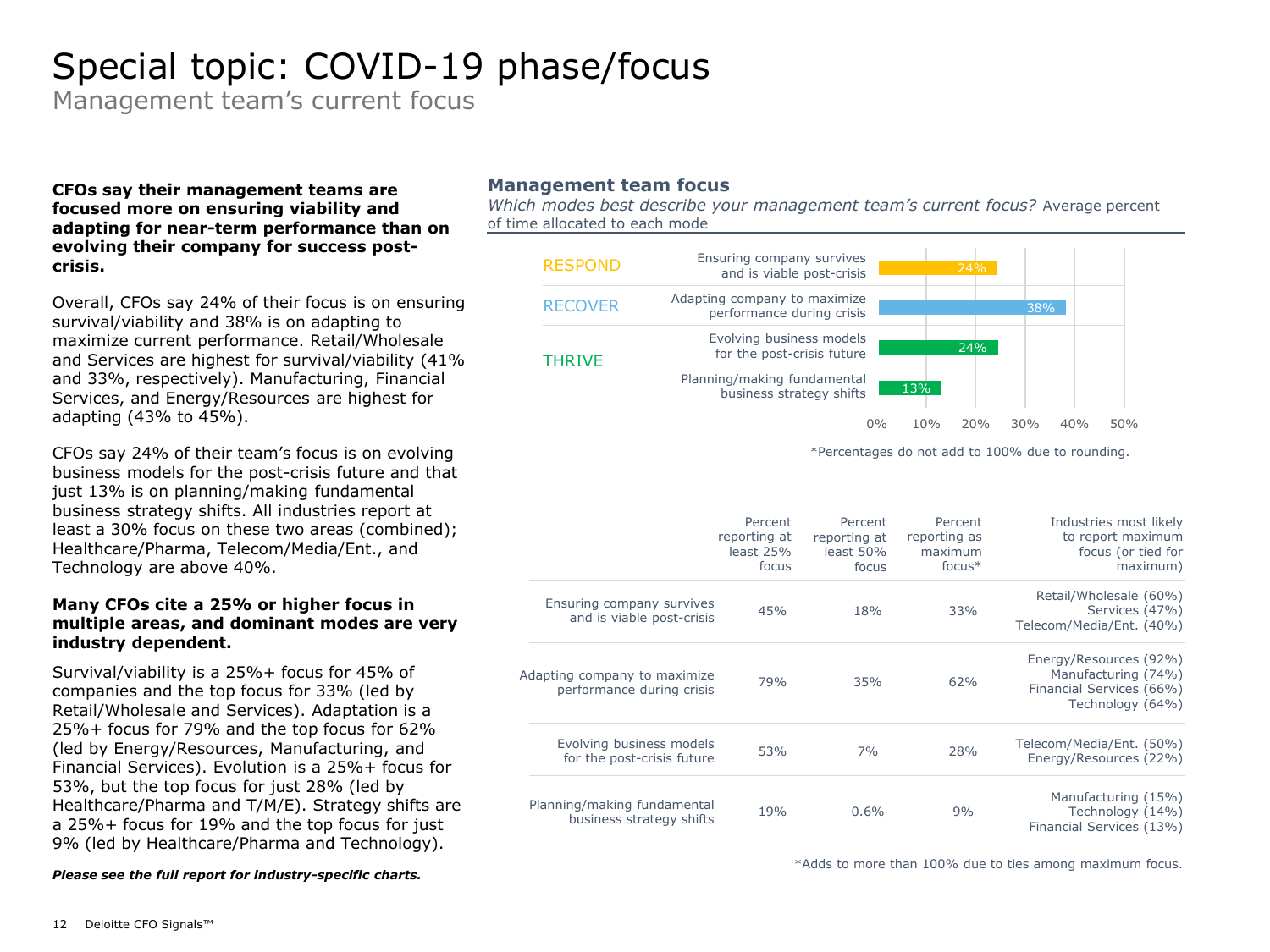# Special topic: COVID-19 phase/focus

Management team's current focus

**CFOs say their management teams are focused more on ensuring viability and adapting for near-term performance than on evolving their company for success post-crisis.**

Overall, CFOs say 24% of their focus is on ensuring survival/viability and 38% is on adapting to maximize current performance. Retail/Wholesale and Services are highest for survival/viability (41% and 33%, respectively). Manufacturing, Financial Services, and Energy/Resources are highest for adapting (43% to 45%).

CFOs say 24% of their team's focus is on evolving business models for the post-crisis future and that just 13% is on planning/making fundamental business strategy shifts. All industries report at least a 30% focus on these two areas (combined); Healthcare/Pharma, Telecom/Media/Ent., and Technology are above 40%.

**Many CFOs cite a 25% or higher focus in multiple areas, and dominant modes are very industry dependent.**

Survival/viability is a 25%+ focus for 45% of companies and the top focus for 33% (led by Retail/Wholesale and Services). Adaptation is a 25%+ focus for 79% and the top focus for 62% (led by Energy/Resources, Manufacturing, and Financial Services). Evolution is a 25%+ focus for 53%, but the top focus for just 28% (led by Healthcare/Pharma and T/M/E). Strategy shifts are a 25%+ focus for 19% and the top focus for just 9% (led by Healthcare/Pharma and Technology).

***Please see the full report for industry-specific charts.***

## Management team focus

*Which modes best describe your management team's current focus?* Average percent of time allocated to each mode

| Mode | Focus | Average percent |
|---|---|---|
| RESPOND | Ensuring company survives and is viable post-crisis | 24% |
| RECOVER | Adapting company to maximize performance during crisis | 38% |
| THRIVE | Evolving business models for the post-crisis future | 24% |
| THRIVE | Planning/making fundamental business strategy shifts | 13% |

*Percentages do not add to 100% due to rounding.

| | Percent reporting at least 25% focus | Percent reporting at least 50% focus | Percent reporting as maximum focus* | Industries most likely to report maximum focus (or tied for maximum) |
|---|---|---|---|---|
| Ensuring company survives and is viable post-crisis | 45% | 18% | 33% | Retail/Wholesale (60%) Services (47%) Telecom/Media/Ent. (40%) |
| Adapting company to maximize performance during crisis | 79% | 35% | 62% | Energy/Resources (92%) Manufacturing (74%) Financial Services (66%) Technology (64%) |
| Evolving business models for the post-crisis future | 53% | 7% | 28% | Telecom/Media/Ent. (50%) Energy/Resources (22%) |
| Planning/making fundamental business strategy shifts | 19% | 0.6% | 9% | Manufacturing (15%) Technology (14%) Financial Services (13%) |

*Adds to more than 100% due to ties among maximum focus.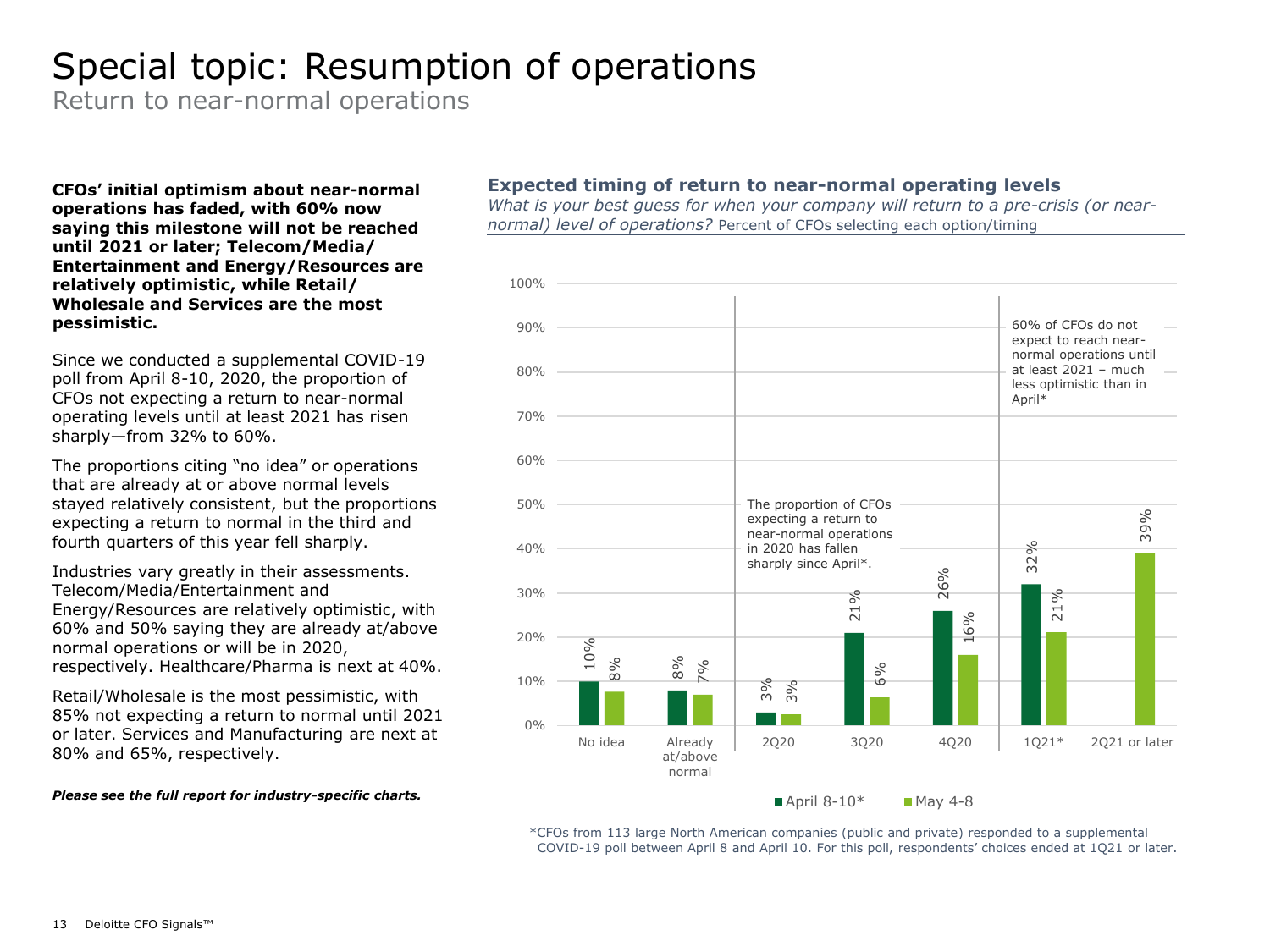# Special topic: Resumption of operations

## Return to near-normal operations

**CFOs' initial optimism about near-normal operations has faded, with 60% now saying this milestone will not be reached until 2021 or later; Telecom/Media/ Entertainment and Energy/Resources are relatively optimistic, while Retail/ Wholesale and Services are the most pessimistic.**

Since we conducted a supplemental COVID-19 poll from April 8-10, 2020, the proportion of CFOs not expecting a return to near-normal operating levels until at least 2021 has risen sharply—from 32% to 60%.

The proportions citing "no idea" or operations that are already at or above normal levels stayed relatively consistent, but the proportions expecting a return to normal in the third and fourth quarters of this year fell sharply.

Industries vary greatly in their assessments. Telecom/Media/Entertainment and Energy/Resources are relatively optimistic, with 60% and 50% saying they are already at/above normal operations or will be in 2020, respectively. Healthcare/Pharma is next at 40%.

Retail/Wholesale is the most pessimistic, with 85% not expecting a return to normal until 2021 or later. Services and Manufacturing are next at 80% and 65%, respectively.

***Please see the full report for industry-specific charts.***

### Expected timing of return to near-normal operating levels

*What is your best guess for when your company will return to a pre-crisis (or near-normal) level of operations?* Percent of CFOs selecting each option/timing

| | April 8-10* | May 4-8 |
|---|---|---|
| No idea | 10% | 8% |
| Already at/above normal | 8% | 7% |
| 2Q20 | 3% | 3% |
| 3Q20 | 21% | 6% |
| 4Q20 | 26% | 16% |
| 1Q21* | 32% | 21% |
| 2Q21 or later | | 39% |

The proportion of CFOs expecting a return to near-normal operations in 2020 has fallen sharply since April*.

60% of CFOs do not expect to reach near-normal operations until at least 2021 – much less optimistic than in April*

*CFOs from 113 large North American companies (public and private) responded to a supplemental COVID-19 poll between April 8 and April 10. For this poll, respondents' choices ended at 1Q21 or later.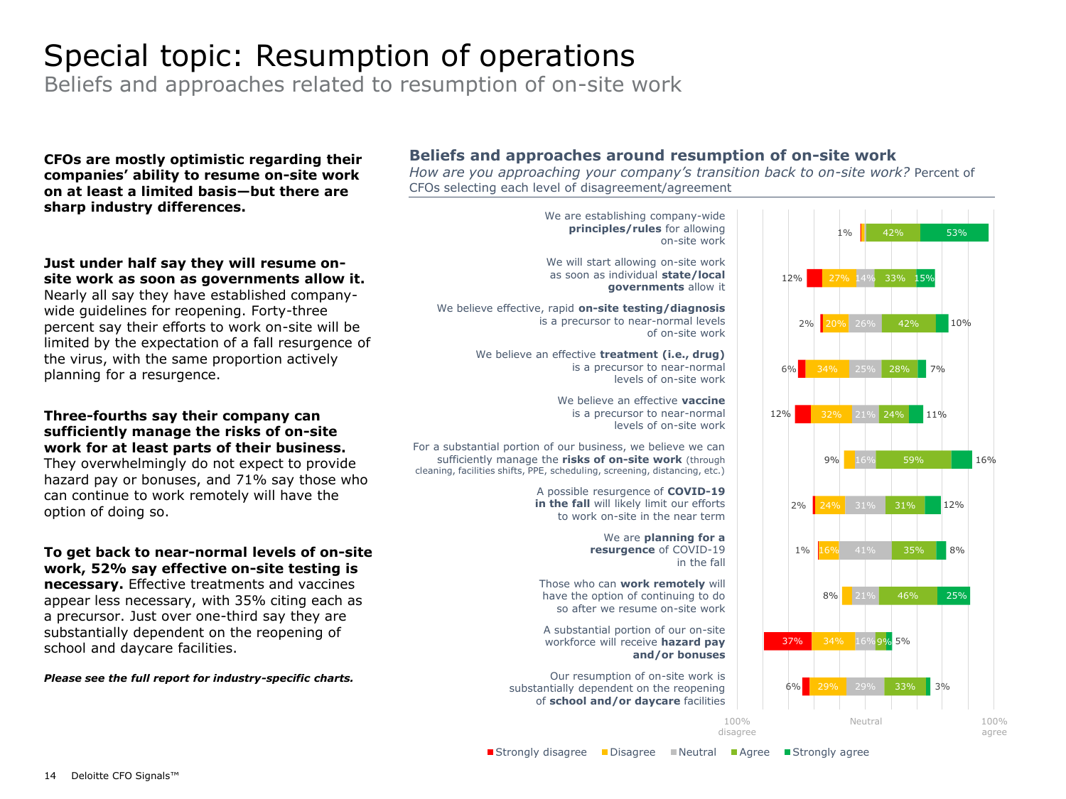# Special topic: Resumption of operations

## Beliefs and approaches related to resumption of on-site work

**CFOs are mostly optimistic regarding their companies' ability to resume on-site work on at least a limited basis—but there are sharp industry differences.**

**Just under half say they will resume on-site work as soon as governments allow it.** Nearly all say they have established company-wide guidelines for reopening. Forty-three percent say their efforts to work on-site will be limited by the expectation of a fall resurgence of the virus, with the same proportion actively planning for a resurgence.

**Three-fourths say their company can sufficiently manage the risks of on-site work for at least parts of their business.** They overwhelmingly do not expect to provide hazard pay or bonuses, and 71% say those who can continue to work remotely will have the option of doing so.

**To get back to near-normal levels of on-site work, 52% say effective on-site testing is necessary.** Effective treatments and vaccines appear less necessary, with 35% citing each as a precursor. Just over one-third say they are substantially dependent on the reopening of school and daycare facilities.

***Please see the full report for industry-specific charts.***

### Beliefs and approaches around resumption of on-site work

*How are you approaching your company's transition back to on-site work?* Percent of CFOs selecting each level of disagreement/agreement

| Statement | Strongly disagree | Disagree | Neutral | Agree | Strongly agree |
|---|---|---|---|---|---|
| We are establishing company-wide **principles/rules** for allowing on-site work | | 1% | | 42% | 53% |
| We will start allowing on-site work as soon as individual **state/local governments** allow it | 12% | 27% | 14% | 33% | 15% |
| We believe effective, rapid **on-site testing/diagnosis** is a precursor to near-normal levels of on-site work | 2% | 20% | 26% | 42% | 10% |
| We believe an effective **treatment (i.e., drug)** is a precursor to near-normal levels of on-site work | 6% | 34% | 25% | 28% | 7% |
| We believe an effective **vaccine** is a precursor to near-normal levels of on-site work | 12% | 32% | 21% | 24% | 11% |
| For a substantial portion of our business, we believe we can sufficiently manage the **risks of on-site work** (through cleaning, facilities shifts, PPE, scheduling, screening, distancing, etc.) | | 9% | 16% | 59% | 16% |
| A possible resurgence of **COVID-19 in the fall** will likely limit our efforts to work on-site in the near term | 2% | 24% | 31% | 31% | 12% |
| We are **planning for a resurgence** of COVID-19 in the fall | 1% | 16% | 41% | 35% | 8% |
| Those who can **work remotely** will have the option of continuing to do so after we resume on-site work | | 8% | 21% | 46% | 25% |
| A substantial portion of our on-site workforce will receive **hazard pay and/or bonuses** | 37% | 34% | 16% | 9% | 5% |
| Our resumption of on-site work is substantially dependent on the reopening of **school and/or daycare** facilities | 6% | 29% | 29% | 33% | 3% |

Scale: 100% disagree — Neutral — 100% agree

Legend: Strongly disagree, Disagree, Neutral, Agree, Strongly agree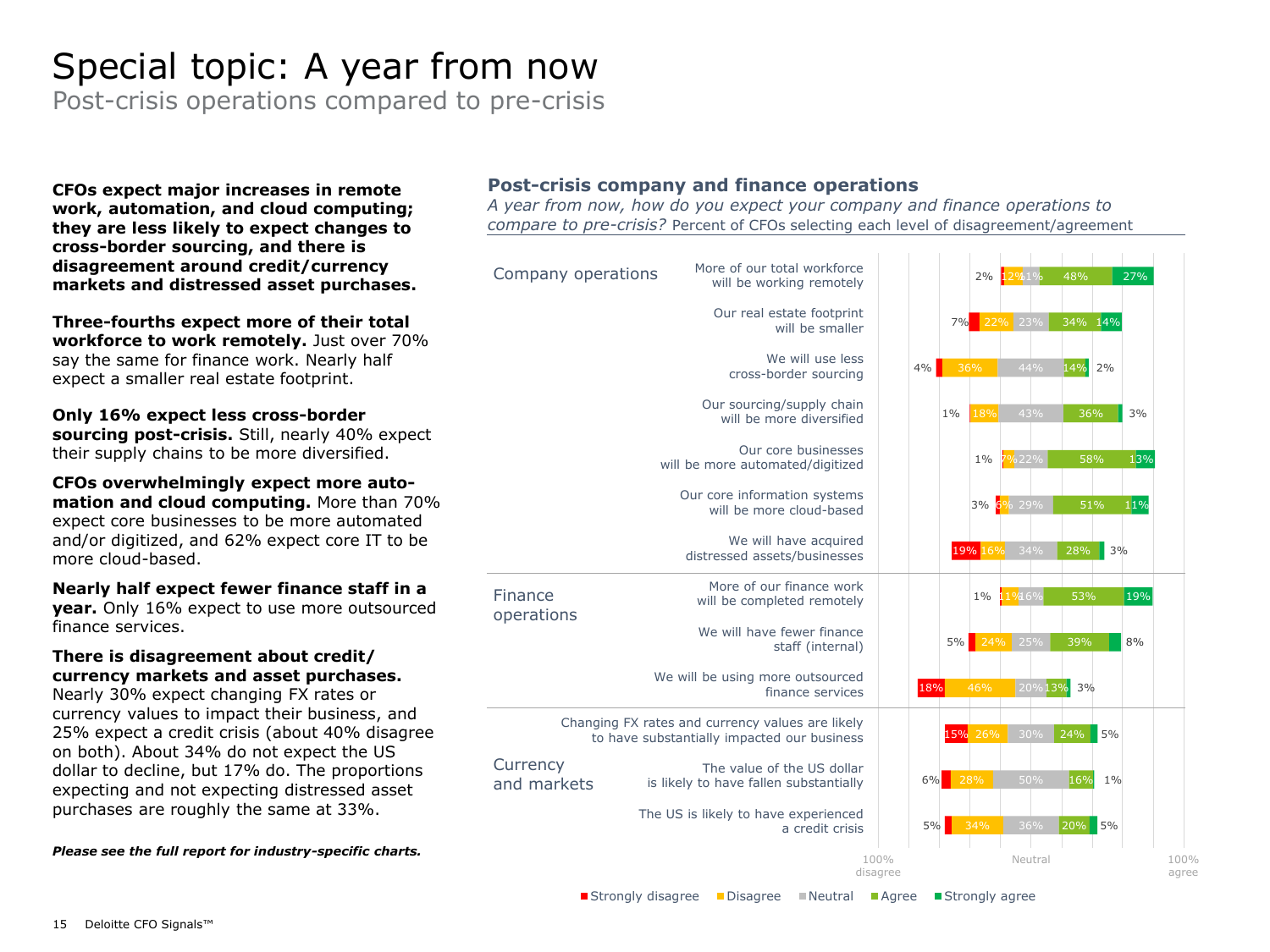# Special topic: A year from now

Post-crisis operations compared to pre-crisis

**CFOs expect major increases in remote work, automation, and cloud computing; they are less likely to expect changes to cross-border sourcing, and there is disagreement around credit/currency markets and distressed asset purchases.**

**Three-fourths expect more of their total workforce to work remotely.** Just over 70% say the same for finance work. Nearly half expect a smaller real estate footprint.

**Only 16% expect less cross-border sourcing post-crisis.** Still, nearly 40% expect their supply chains to be more diversified.

**CFOs overwhelmingly expect more automation and cloud computing.** More than 70% expect core businesses to be more automated and/or digitized, and 62% expect core IT to be more cloud-based.

**Nearly half expect fewer finance staff in a year.** Only 16% expect to use more outsourced finance services.

**There is disagreement about credit/currency markets and asset purchases.** Nearly 30% expect changing FX rates or currency values to impact their business, and 25% expect a credit crisis (about 40% disagree on both). About 34% do not expect the US dollar to decline, but 17% do. The proportions expecting and not expecting distressed asset purchases are roughly the same at 33%.

***Please see the full report for industry-specific charts.***

## Post-crisis company and finance operations

*A year from now, how do you expect your company and finance operations to compare to pre-crisis?* Percent of CFOs selecting each level of disagreement/agreement

| Category | Statement | Strongly disagree | Disagree | Neutral | Agree | Strongly agree |
|---|---|---|---|---|---|---|
| Company operations | More of our total workforce will be working remotely | 2% | 12% | 11% | 48% | 27% |
| | Our real estate footprint will be smaller | 7% | 22% | 23% | 34% | 14% |
| | We will use less cross-border sourcing | 4% | 36% | 44% | 14% | 2% |
| | Our sourcing/supply chain will be more diversified | 1% | 18% | 43% | 36% | 3% |
| | Our core businesses will be more automated/digitized | 1% | 7% | 22% | 58% | 13% |
| | Our core information systems will be more cloud-based | 3% | 6% | 29% | 51% | 11% |
| | We will have acquired distressed assets/businesses | 19% | 16% | 34% | 28% | 3% |
| Finance operations | More of our finance work will be completed remotely | 1% | 11% | 16% | 53% | 19% |
| | We will have fewer finance staff (internal) | 5% | 24% | 25% | 39% | 8% |
| | We will be using more outsourced finance services | 18% | 46% | 20% | 13% | 3% |
| Currency and markets | Changing FX rates and currency values are likely to have substantially impacted our business | 15% | 26% | 30% | 24% | 5% |
| | The value of the US dollar is likely to have fallen substantially | 6% | 28% | 50% | 16% | 1% |
| | The US is likely to have experienced a credit crisis | 5% | 34% | 36% | 20% | 5% |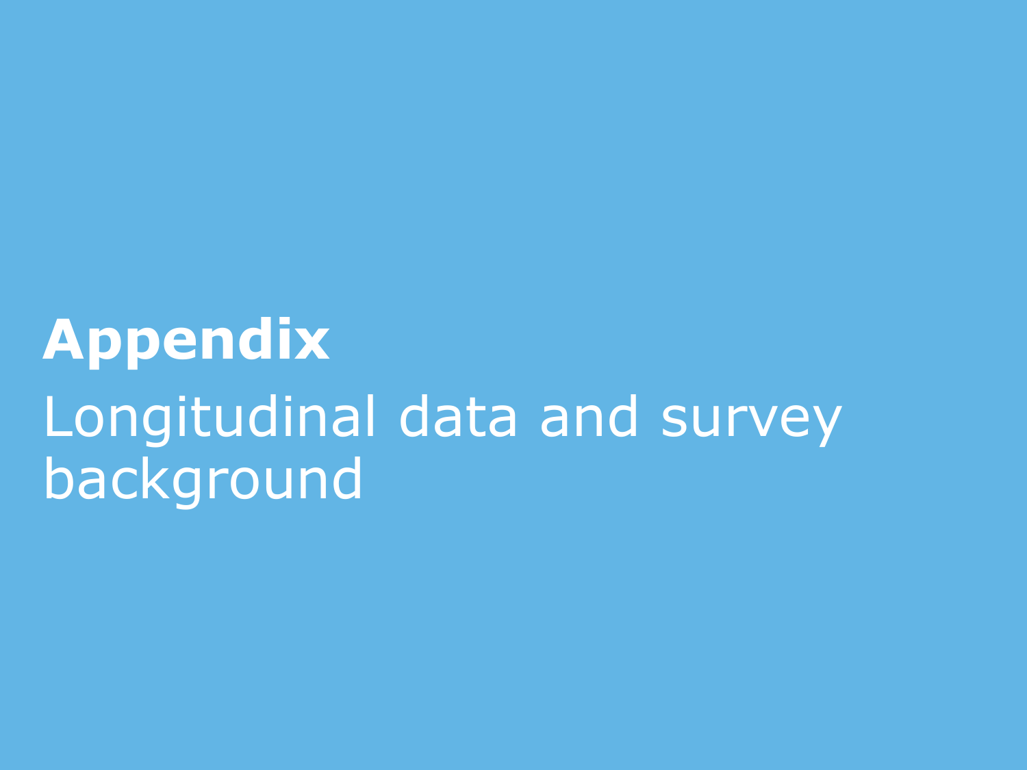# Appendix

Longitudinal data and survey background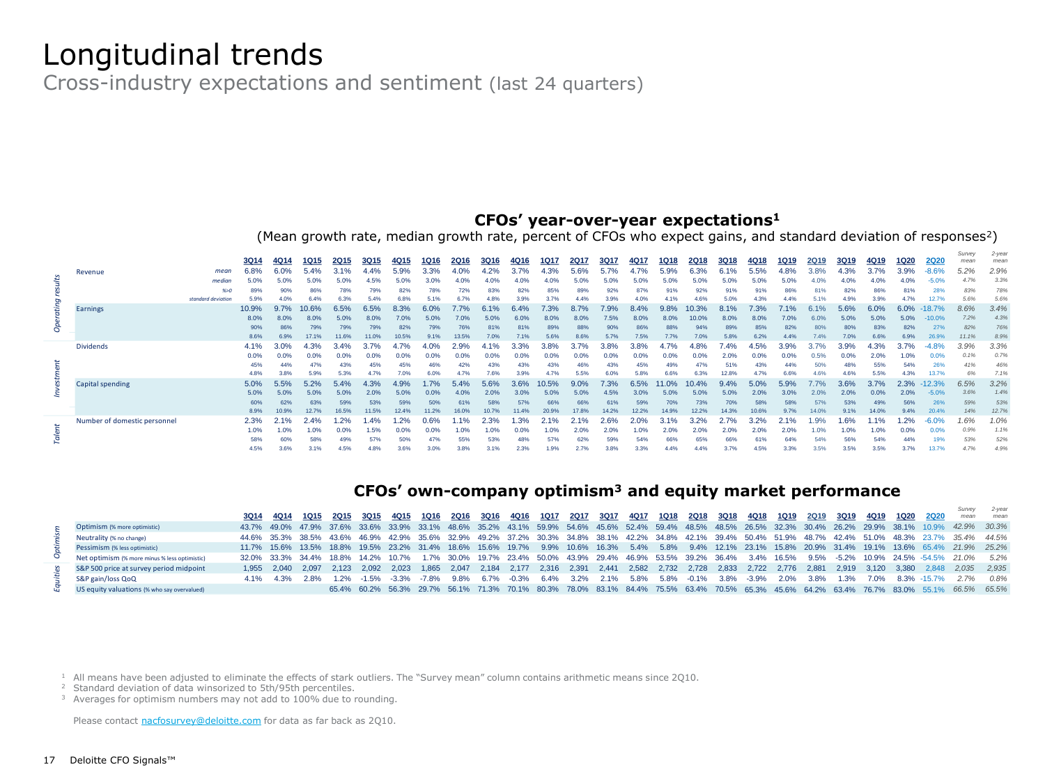# Longitudinal trends

Cross-industry expectations and sentiment (last 24 quarters)

## CFOs' year-over-year expectations[1]

(Mean growth rate, median growth rate, percent of CFOs who expect gains, and standard deviation of responses[2])

| | | | 3Q14 | 4Q14 | 1Q15 | 2Q15 | 3Q15 | 4Q15 | 1Q16 | 2Q16 | 3Q16 | 4Q16 | 1Q17 | 2Q17 | 3Q17 | 4Q17 | 1Q18 | 2Q18 | 3Q18 | 4Q18 | 1Q19 | 2Q19 | 3Q19 | 4Q19 | 1Q20 | 2Q20 | Survey mean | 2-year mean |
|---|---|---|---|---|---|---|---|---|---|---|---|---|---|---|---|---|---|---|---|---|---|---|---|---|---|---|---|---|
| Operating results | Revenue | mean | 6.8% | 6.0% | 5.4% | 3.1% | 4.4% | 5.9% | 3.3% | 4.0% | 4.2% | 3.7% | 4.3% | 5.6% | 5.7% | 4.7% | 5.9% | 6.3% | 6.1% | 5.5% | 4.8% | 3.8% | 4.3% | 3.7% | 3.9% | -8.6% | 5.2% | 2.9% |
| | | median | 5.0% | 5.0% | 5.0% | 5.0% | 4.5% | 5.0% | 3.0% | 4.0% | 4.0% | 4.0% | 4.0% | 5.0% | 5.0% | 5.0% | 5.0% | 5.0% | 5.0% | 5.0% | 5.0% | 4.0% | 4.0% | 4.0% | 4.0% | -5.0% | 4.7% | 3.3% |
| | | %>0 | 89% | 90% | 86% | 78% | 79% | 82% | 78% | 72% | 83% | 82% | 85% | 89% | 92% | 87% | 91% | 92% | 91% | 91% | 86% | 81% | 82% | 86% | 81% | 28% | 83% | 78% |
| | | standard deviation | 5.9% | 4.0% | 6.4% | 6.3% | 5.4% | 6.8% | 5.1% | 6.7% | 4.8% | 3.9% | 3.7% | 4.4% | 3.9% | 4.0% | 4.1% | 4.6% | 5.0% | 4.3% | 4.4% | 5.1% | 4.9% | 3.9% | 4.7% | 12.7% | 5.6% | 5.6% |
| | Earnings | | 10.9% | 9.7% | 10.6% | 6.5% | 6.5% | 8.3% | 6.0% | 7.7% | 6.1% | 6.4% | 7.3% | 8.7% | 7.9% | 8.4% | 9.8% | 10.3% | 8.1% | 7.3% | 7.1% | 6.1% | 5.6% | 6.0% | 6.0% | -18.7% | 8.6% | 3.4% |
| | | | 8.0% | 8.0% | 8.0% | 5.0% | 8.0% | 7.0% | 5.0% | 7.0% | 5.0% | 6.0% | 8.0% | 8.0% | 7.5% | 8.0% | 8.0% | 10.0% | 8.0% | 8.0% | 7.0% | 6.0% | 5.0% | 5.0% | 5.0% | -10.0% | 7.2% | 4.3% |
| | | | 90% | 86% | 79% | 79% | 79% | 82% | 79% | 76% | 81% | 81% | 89% | 88% | 90% | 86% | 88% | 94% | 89% | 85% | 82% | 80% | 80% | 83% | 82% | 27% | 82% | 76% |
| | | | 8.6% | 6.9% | 17.1% | 11.6% | 11.0% | 10.5% | 9.1% | 13.5% | 7.0% | 7.1% | 5.6% | 8.6% | 5.7% | 7.5% | 7.7% | 7.0% | 5.8% | 6.2% | 4.4% | 7.4% | 7.0% | 6.6% | 6.9% | 26.9% | 11.1% | 8.9% |
| Investment | Dividends | | 4.1% | 3.0% | 4.3% | 3.4% | 3.7% | 4.7% | 4.0% | 2.9% | 4.1% | 3.3% | 3.8% | 3.7% | 3.8% | 3.8% | 4.7% | 4.8% | 7.4% | 4.5% | 3.9% | 3.7% | 3.9% | 4.3% | 3.7% | -4.8% | 3.9% | 3.3% |
| | | | 0.0% | 0.0% | 0.0% | 0.0% | 0.0% | 0.0% | 0.0% | 0.0% | 0.0% | 0.0% | 0.0% | 0.0% | 0.0% | 0.0% | 0.0% | 0.0% | 2.0% | 0.0% | 0.0% | 0.5% | 0.0% | 2.0% | 1.0% | 0.0% | 0.1% | 0.7% |
| | | | 45% | 44% | 47% | 43% | 45% | 45% | 46% | 42% | 43% | 43% | 43% | 46% | 43% | 45% | 49% | 47% | 51% | 43% | 44% | 50% | 48% | 55% | 54% | 26% | 41% | 46% |
| | | | 4.8% | 3.8% | 5.9% | 5.3% | 4.7% | 7.0% | 6.0% | 4.7% | 7.6% | 3.9% | 4.7% | 5.5% | 6.0% | 5.8% | 6.6% | 6.3% | 12.8% | 4.7% | 6.6% | 4.6% | 4.6% | 5.5% | 4.3% | 13.7% | 6% | 7.1% |
| | Capital spending | | 5.0% | 5.5% | 5.2% | 5.4% | 4.3% | 4.9% | 1.7% | 5.4% | 5.6% | 3.6% | 10.5% | 9.0% | 7.3% | 6.5% | 11.0% | 10.4% | 9.4% | 5.0% | 5.9% | 7.7% | 3.6% | 3.7% | 2.3% | -12.3% | 6.5% | 3.2% |
| | | | 5.0% | 5.0% | 5.0% | 5.0% | 2.0% | 5.0% | 0.0% | 4.0% | 2.0% | 3.0% | 5.0% | 5.0% | 4.5% | 3.0% | 5.0% | 5.0% | 5.0% | 2.0% | 3.0% | 2.0% | 2.0% | 0.0% | 2.0% | -5.0% | 3.6% | 1.4% |
| | | | 60% | 62% | 63% | 59% | 53% | 59% | 50% | 61% | 58% | 57% | 66% | 66% | 61% | 59% | 70% | 73% | 70% | 58% | 58% | 57% | 53% | 49% | 56% | 26% | 59% | 53% |
| | | | 8.9% | 10.9% | 12.7% | 16.5% | 11.5% | 12.4% | 11.2% | 16.0% | 10.7% | 11.4% | 20.9% | 17.8% | 14.2% | 12.2% | 14.9% | 12.2% | 14.3% | 10.6% | 9.7% | 14.0% | 9.1% | 14.0% | 9.4% | 20.4% | 14% | 12.7% |
| Talent | Number of domestic personnel | | 2.3% | 2.1% | 2.4% | 1.2% | 1.4% | 1.2% | 0.6% | 1.1% | 2.3% | 1.3% | 2.1% | 2.1% | 2.6% | 2.0% | 3.1% | 3.2% | 2.7% | 3.2% | 2.1% | 1.9% | 1.6% | 1.1% | 1.2% | -6.0% | 1.6% | 1.0% |
| | | | 1.0% | 1.0% | 1.0% | 0.0% | 1.5% | 0.0% | 0.0% | 1.0% | 1.0% | 0.0% | 1.0% | 2.0% | 2.0% | 1.0% | 2.0% | 2.0% | 2.0% | 2.0% | 2.0% | 1.0% | 1.0% | 1.0% | 0.0% | 0.0% | 0.9% | 1.1% |
| | | | 58% | 60% | 58% | 49% | 57% | 50% | 47% | 55% | 53% | 48% | 57% | 62% | 59% | 54% | 66% | 65% | 66% | 61% | 64% | 54% | 56% | 54% | 44% | 19% | 53% | 52% |
| | | | 4.5% | 3.6% | 3.1% | 4.5% | 4.8% | 3.6% | 3.0% | 3.8% | 3.1% | 2.3% | 1.9% | 2.7% | 3.8% | 3.3% | 4.4% | 4.4% | 3.7% | 4.5% | 3.3% | 3.5% | 3.5% | 3.5% | 3.7% | 13.7% | 4.7% | 4.9% |

## CFOs' own-company optimism[3] and equity market performance

| | | 3Q14 | 4Q14 | 1Q15 | 2Q15 | 3Q15 | 4Q15 | 1Q16 | 2Q16 | 3Q16 | 4Q16 | 1Q17 | 2Q17 | 3Q17 | 4Q17 | 1Q18 | 2Q18 | 3Q18 | 4Q18 | 1Q19 | 2Q19 | 3Q19 | 4Q19 | 1Q20 | 2Q20 | Survey mean | 2-year mean |
|---|---|---|---|---|---|---|---|---|---|---|---|---|---|---|---|---|---|---|---|---|---|---|---|---|---|---|---|
| Optimism | Optimism (% more optimistic) | 43.7% | 49.0% | 47.9% | 37.6% | 33.6% | 33.9% | 33.1% | 48.6% | 35.2% | 43.1% | 59.9% | 54.6% | 45.6% | 52.4% | 59.4% | 48.5% | 48.5% | 26.5% | 32.3% | 30.4% | 26.2% | 29.9% | 38.1% | 10.9% | 42.9% | 30.3% |
| | Neutrality (% no change) | 44.6% | 35.3% | 38.5% | 43.6% | 46.9% | 42.9% | 35.6% | 32.9% | 49.2% | 37.2% | 30.3% | 34.8% | 38.1% | 42.2% | 34.8% | 42.1% | 39.4% | 50.4% | 51.9% | 48.7% | 42.4% | 51.0% | 48.3% | 23.7% | 35.4% | 44.5% |
| | Pessimism (% less optimistic) | 11.7% | 15.6% | 13.5% | 18.8% | 19.5% | 23.2% | 31.4% | 18.6% | 15.6% | 19.7% | 9.9% | 10.6% | 16.3% | 5.4% | 5.8% | 9.4% | 12.1% | 23.1% | 15.8% | 20.9% | 31.4% | 19.1% | 13.6% | 65.4% | 21.9% | 25.2% |
| | Net optimism (% more minus % less optimistic) | 32.0% | 33.3% | 34.4% | 18.8% | 14.2% | 10.7% | 1.7% | 30.0% | 19.7% | 23.4% | 50.0% | 43.9% | 29.4% | 46.9% | 53.5% | 39.2% | 36.4% | 3.4% | 16.5% | 9.5% | -5.2% | 10.9% | 24.5% | -54.5% | 21.0% | 5.2% |
| Equities | S&P 500 price at survey period midpoint | 1,955 | 2,040 | 2,097 | 2,123 | 2,092 | 2,023 | 1,865 | 2,047 | 2,184 | 2,177 | 2,316 | 2,391 | 2,441 | 2,582 | 2,732 | 2,728 | 2,833 | 2,722 | 2,776 | 2,881 | 2,919 | 3,120 | 3,380 | 2,848 | 2,035 | 2,935 |
| | S&P gain/loss QoQ | 4.1% | 4.3% | 2.8% | 1.2% | -1.5% | -3.3% | -7.8% | 9.8% | 6.7% | -0.3% | 6.4% | 3.2% | 2.1% | 5.8% | 5.8% | -0.1% | 3.8% | -3.9% | 2.0% | 3.8% | 1.3% | 7.0% | 8.3% | -15.7% | 2.7% | 0.8% |
| | US equity valuations (% who say overvalued) | | | | 65.4% | 60.2% | 56.3% | 29.7% | 56.1% | 71.3% | 70.1% | 80.3% | 78.0% | 83.1% | 84.4% | 75.5% | 63.4% | 70.5% | 65.3% | 45.6% | 64.2% | 63.4% | 76.7% | 83.0% | 55.1% | 66.5% | 65.5% |

[1] All means have been adjusted to eliminate the effects of stark outliers. The "Survey mean" column contains arithmetic means since 2Q10.
[2] Standard deviation of data winsorized to 5th/95th percentiles.
[3] Averages for optimism numbers may not add to 100% due to rounding.

Please contact nacfosurvey@deloitte.com for data as far back as 2Q10.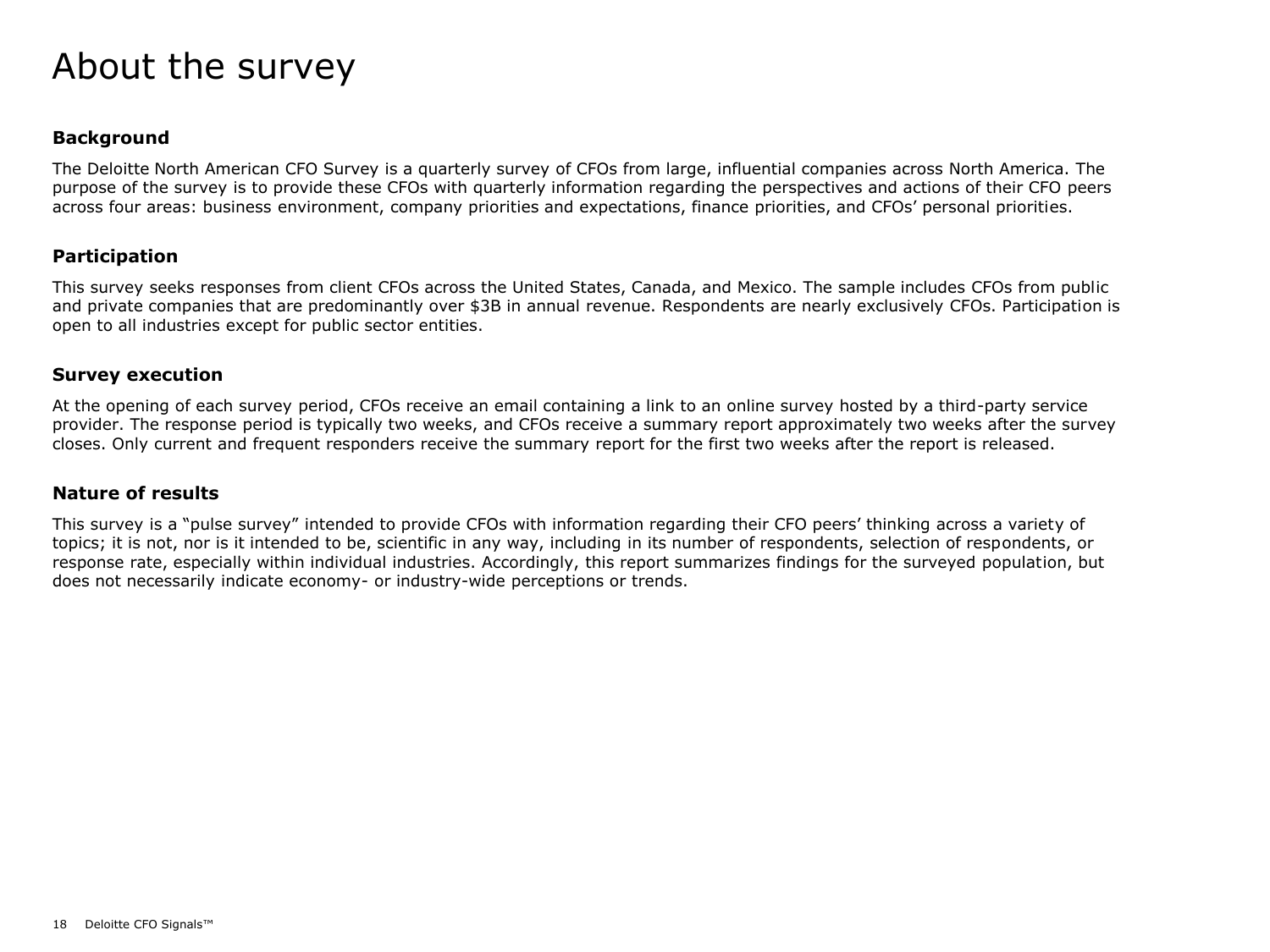# About the survey

### Background

The Deloitte North American CFO Survey is a quarterly survey of CFOs from large, influential companies across North America. The purpose of the survey is to provide these CFOs with quarterly information regarding the perspectives and actions of their CFO peers across four areas: business environment, company priorities and expectations, finance priorities, and CFOs' personal priorities.

### Participation

This survey seeks responses from client CFOs across the United States, Canada, and Mexico. The sample includes CFOs from public and private companies that are predominantly over $3B in annual revenue. Respondents are nearly exclusively CFOs. Participation is open to all industries except for public sector entities.

### Survey execution

At the opening of each survey period, CFOs receive an email containing a link to an online survey hosted by a third-party service provider. The response period is typically two weeks, and CFOs receive a summary report approximately two weeks after the survey closes. Only current and frequent responders receive the summary report for the first two weeks after the report is released.

### Nature of results

This survey is a "pulse survey" intended to provide CFOs with information regarding their CFO peers' thinking across a variety of topics; it is not, nor is it intended to be, scientific in any way, including in its number of respondents, selection of respondents, or response rate, especially within individual industries. Accordingly, this report summarizes findings for the surveyed population, but does not necessarily indicate economy- or industry-wide perceptions or trends.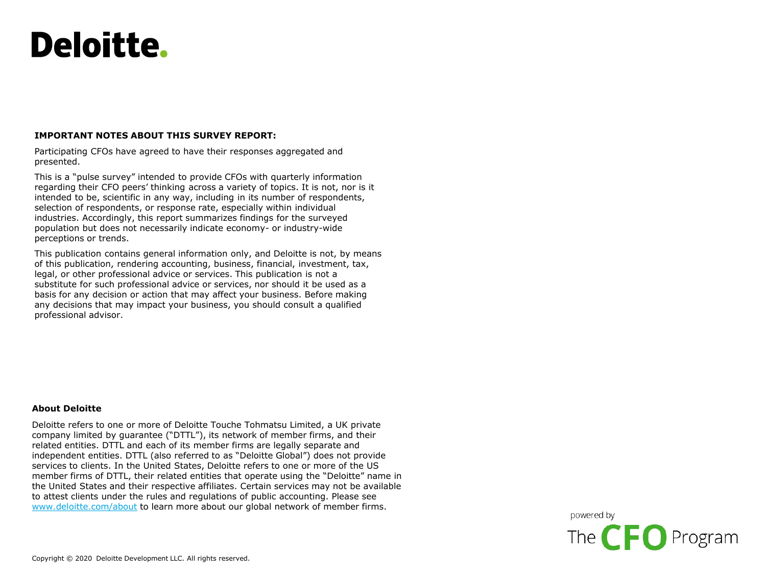# Deloitte.

**IMPORTANT NOTES ABOUT THIS SURVEY REPORT:**

Participating CFOs have agreed to have their responses aggregated and presented.

This is a "pulse survey" intended to provide CFOs with quarterly information regarding their CFO peers' thinking across a variety of topics. It is not, nor is it intended to be, scientific in any way, including in its number of respondents, selection of respondents, or response rate, especially within individual industries. Accordingly, this report summarizes findings for the surveyed population but does not necessarily indicate economy- or industry-wide perceptions or trends.

This publication contains general information only, and Deloitte is not, by means of this publication, rendering accounting, business, financial, investment, tax, legal, or other professional advice or services. This publication is not a substitute for such professional advice or services, nor should it be used as a basis for any decision or action that may affect your business. Before making any decisions that may impact your business, you should consult a qualified professional advisor.

**About Deloitte**

Deloitte refers to one or more of Deloitte Touche Tohmatsu Limited, a UK private company limited by guarantee ("DTTL"), its network of member firms, and their related entities. DTTL and each of its member firms are legally separate and independent entities. DTTL (also referred to as "Deloitte Global") does not provide services to clients. In the United States, Deloitte refers to one or more of the US member firms of DTTL, their related entities that operate using the "Deloitte" name in the United States and their respective affiliates. Certain services may not be available to attest clients under the rules and regulations of public accounting. Please see www.deloitte.com/about to learn more about our global network of member firms.

powered by The CFO Program

Copyright © 2020 Deloitte Development LLC. All rights reserved.